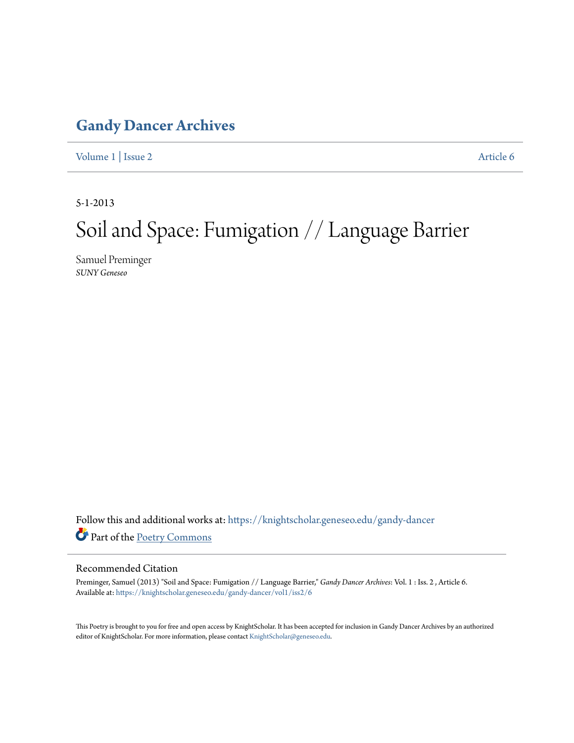# Gandy Dancer Archives

Volume 1 | Issue 2 Article 6

5-1-2013

# Soil and Space: Fumigation // Language Barrier

Samuel Preminger
*SUNY Geneseo*

Follow this and additional works at: https://knightscholar.geneseo.edu/gandy-dancer

Part of the Poetry Commons

## Recommended Citation

Preminger, Samuel (2013) "Soil and Space: Fumigation // Language Barrier," *Gandy Dancer Archives*: Vol. 1 : Iss. 2 , Article 6.
Available at: https://knightscholar.geneseo.edu/gandy-dancer/vol1/iss2/6

This Poetry is brought to you for free and open access by KnightScholar. It has been accepted for inclusion in Gandy Dancer Archives by an authorized editor of KnightScholar. For more information, please contact KnightScholar@geneseo.edu.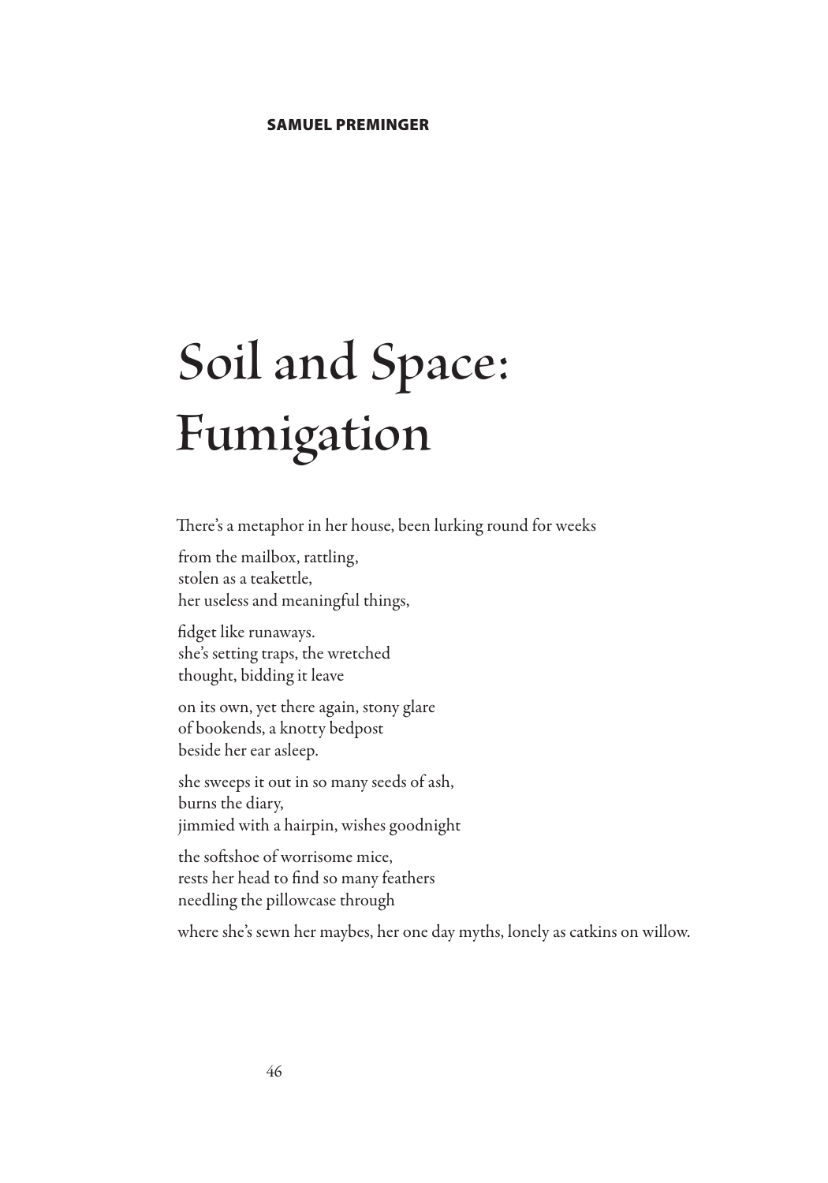**SAMUEL PREMINGER**

# Soil and Space: Fumigation

There's a metaphor in her house, been lurking round for weeks

from the mailbox, rattling,  
stolen as a teakettle,  
her useless and meaningful things,

fidget like runaways.  
she's setting traps, the wretched  
thought, bidding it leave

on its own, yet there again, stony glare  
of bookends, a knotty bedpost  
beside her ear asleep.

she sweeps it out in so many seeds of ash,  
burns the diary,  
jimmied with a hairpin, wishes goodnight

the softshoe of worrisome mice,  
rests her head to find so many feathers  
needling the pillowcase through

where she's sewn her maybes, her one day myths, lonely as catkins on willow.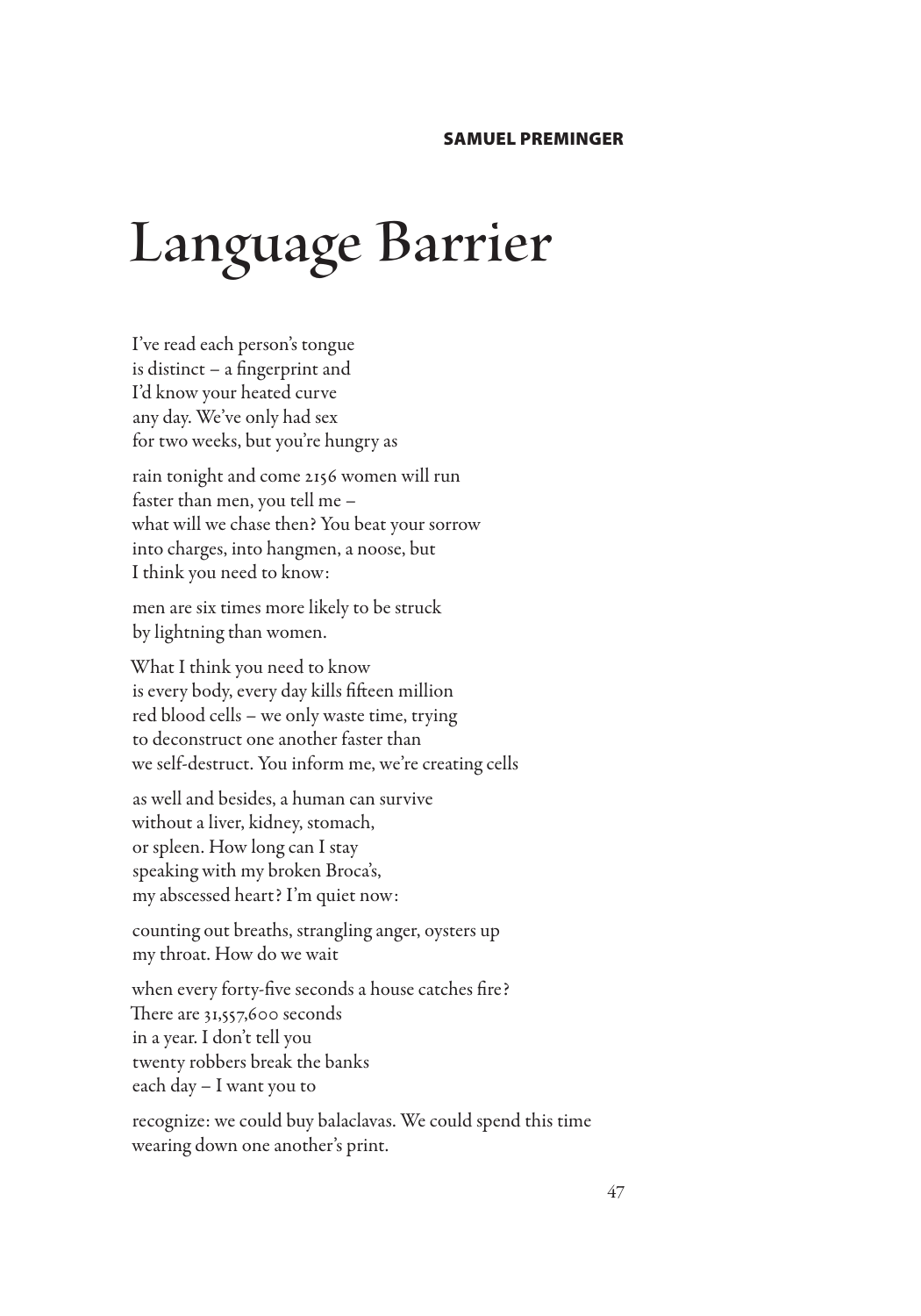SAMUEL PREMINGER

# Language Barrier

I've read each person's tongue
is distinct – a fingerprint and
I'd know your heated curve
any day. We've only had sex
for two weeks, but you're hungry as

rain tonight and come 2156 women will run
faster than men, you tell me –
what will we chase then? You beat your sorrow
into charges, into hangmen, a noose, but
I think you need to know:

men are six times more likely to be struck
by lightning than women.

What I think you need to know
is every body, every day kills fifteen million
red blood cells – we only waste time, trying
to deconstruct one another faster than
we self-destruct. You inform me, we're creating cells

as well and besides, a human can survive
without a liver, kidney, stomach,
or spleen. How long can I stay
speaking with my broken Broca's,
my abscessed heart? I'm quiet now:

counting out breaths, strangling anger, oysters up
my throat. How do we wait

when every forty-five seconds a house catches fire?
There are 31,557,600 seconds
in a year. I don't tell you
twenty robbers break the banks
each day – I want you to

recognize: we could buy balaclavas. We could spend this time
wearing down one another's print.